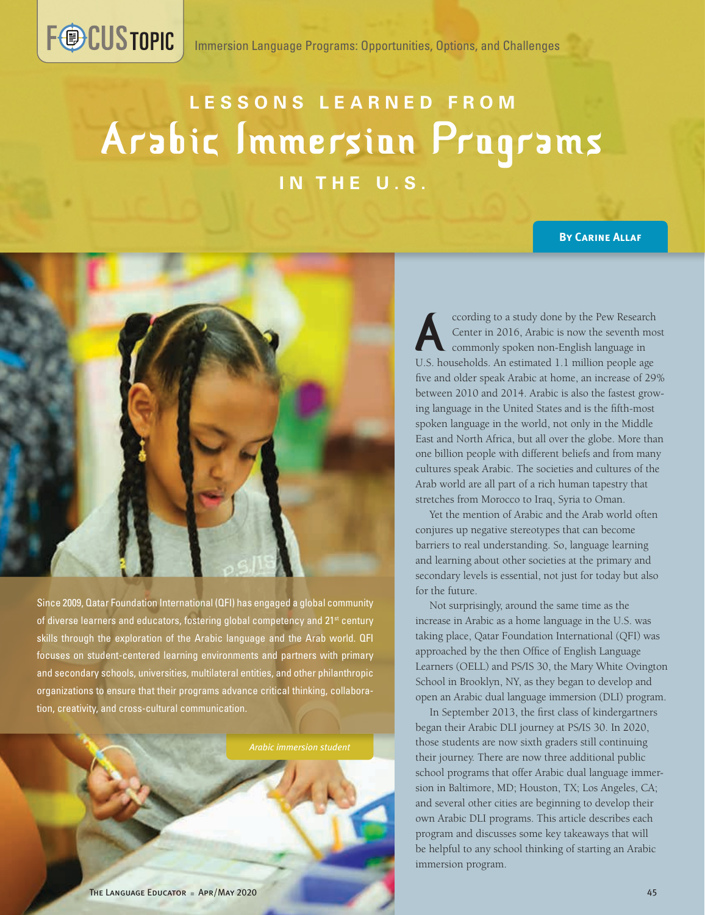Immersion Language Programs: Opportunities, Options, and Challenges

# LESSONS LEARNED FROM Arabic Immersion Programs IN THE U.S.

**By Carine Allaf**

Since 2009, Qatar Foundation International (QFI) has engaged a global community of diverse learners and educators, fostering global competency and 21st century skills through the exploration of the Arabic language and the Arab world. QFI focuses on student-centered learning environments and partners with primary and secondary schools, universities, multilateral entities, and other philanthropic organizations to ensure that their programs advance critical thinking, collaboration, creativity, and cross-cultural communication.

*Arabic immersion student*

According to a study done by the Pew Research Center in 2016, Arabic is now the seventh most commonly spoken non-English language in U.S. households. An estimated 1.1 million people age five and older speak Arabic at home, an increase of 29% between 2010 and 2014. Arabic is also the fastest growing language in the United States and is the fifth-most spoken language in the world, not only in the Middle East and North Africa, but all over the globe. More than one billion people with different beliefs and from many cultures speak Arabic. The societies and cultures of the Arab world are all part of a rich human tapestry that stretches from Morocco to Iraq, Syria to Oman.

Yet the mention of Arabic and the Arab world often conjures up negative stereotypes that can become barriers to real understanding. So, language learning and learning about other societies at the primary and secondary levels is essential, not just for today but also for the future.

Not surprisingly, around the same time as the increase in Arabic as a home language in the U.S. was taking place, Qatar Foundation International (QFI) was approached by the then Office of English Language Learners (OELL) and PS/IS 30, the Mary White Ovington School in Brooklyn, NY, as they began to develop and open an Arabic dual language immersion (DLI) program.

In September 2013, the first class of kindergartners began their Arabic DLI journey at PS/IS 30. In 2020, those students are now sixth graders still continuing their journey. There are now three additional public school programs that offer Arabic dual language immersion in Baltimore, MD; Houston, TX; Los Angeles, CA; and several other cities are beginning to develop their own Arabic DLI programs. This article describes each program and discusses some key takeaways that will be helpful to any school thinking of starting an Arabic immersion program.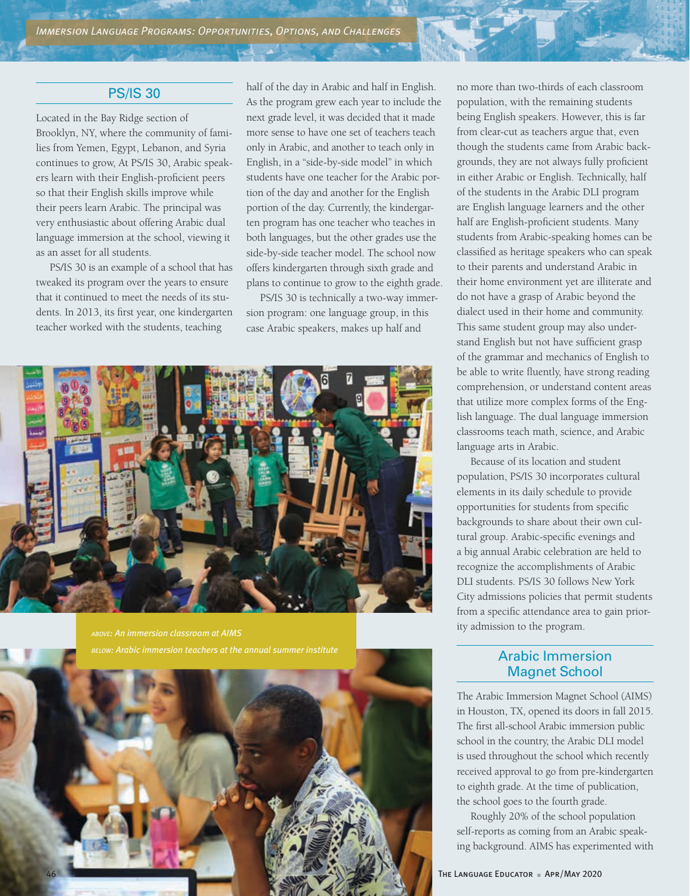## PS/IS 30

Located in the Bay Ridge section of Brooklyn, NY, where the community of families from Yemen, Egypt, Lebanon, and Syria continues to grow, At PS/IS 30, Arabic speakers learn with their English-proficient peers so that their English skills improve while their peers learn Arabic. The principal was very enthusiastic about offering Arabic dual language immersion at the school, viewing it as an asset for all students.

PS/IS 30 is an example of a school that has tweaked its program over the years to ensure that it continued to meet the needs of its students. In 2013, its first year, one kindergarten teacher worked with the students, teaching half of the day in Arabic and half in English. As the program grew each year to include the next grade level, it was decided that it made more sense to have one set of teachers teach only in Arabic, and another to teach only in English, in a "side-by-side model" in which students have one teacher for the Arabic portion of the day and another for the English portion of the day. Currently, the kindergarten program has one teacher who teaches in both languages, but the other grades use the side-by-side teacher model. The school now offers kindergarten through sixth grade and plans to continue to grow to the eighth grade.

PS/IS 30 is technically a two-way immersion program: one language group, in this case Arabic speakers, makes up half and no more than two-thirds of each classroom population, with the remaining students being English speakers. However, this is far from clear-cut as teachers argue that, even though the students came from Arabic backgrounds, they are not always fully proficient in either Arabic or English. Technically, half of the students in the Arabic DLI program are English language learners and the other half are English-proficient students. Many students from Arabic-speaking homes can be classified as heritage speakers who can speak to their parents and understand Arabic in their home environment yet are illiterate and do not have a grasp of Arabic beyond the dialect used in their home and community. This same student group may also understand English but not have sufficient grasp of the grammar and mechanics of English to be able to write fluently, have strong reading comprehension, or understand content areas that utilize more complex forms of the English language. The dual language immersion classrooms teach math, science, and Arabic language arts in Arabic.

Because of its location and student population, PS/IS 30 incorporates cultural elements in its daily schedule to provide opportunities for students from specific backgrounds to share about their own cultural group. Arabic-specific evenings and a big annual Arabic celebration are held to recognize the accomplishments of Arabic DLI students. PS/IS 30 follows New York City admissions policies that permit students from a specific attendance area to gain priority admission to the program.

*ABOVE: An immersion classroom at AIMS*
*BELOW: Arabic immersion teachers at the annual summer institute*

## Arabic Immersion Magnet School

The Arabic Immersion Magnet School (AIMS) in Houston, TX, opened its doors in fall 2015. The first all-school Arabic immersion public school in the country, the Arabic DLI model is used throughout the school which recently received approval to go from pre-kindergarten to eighth grade. At the time of publication, the school goes to the fourth grade.

Roughly 20% of the school population self-reports as coming from an Arabic speaking background. AIMS has experimented with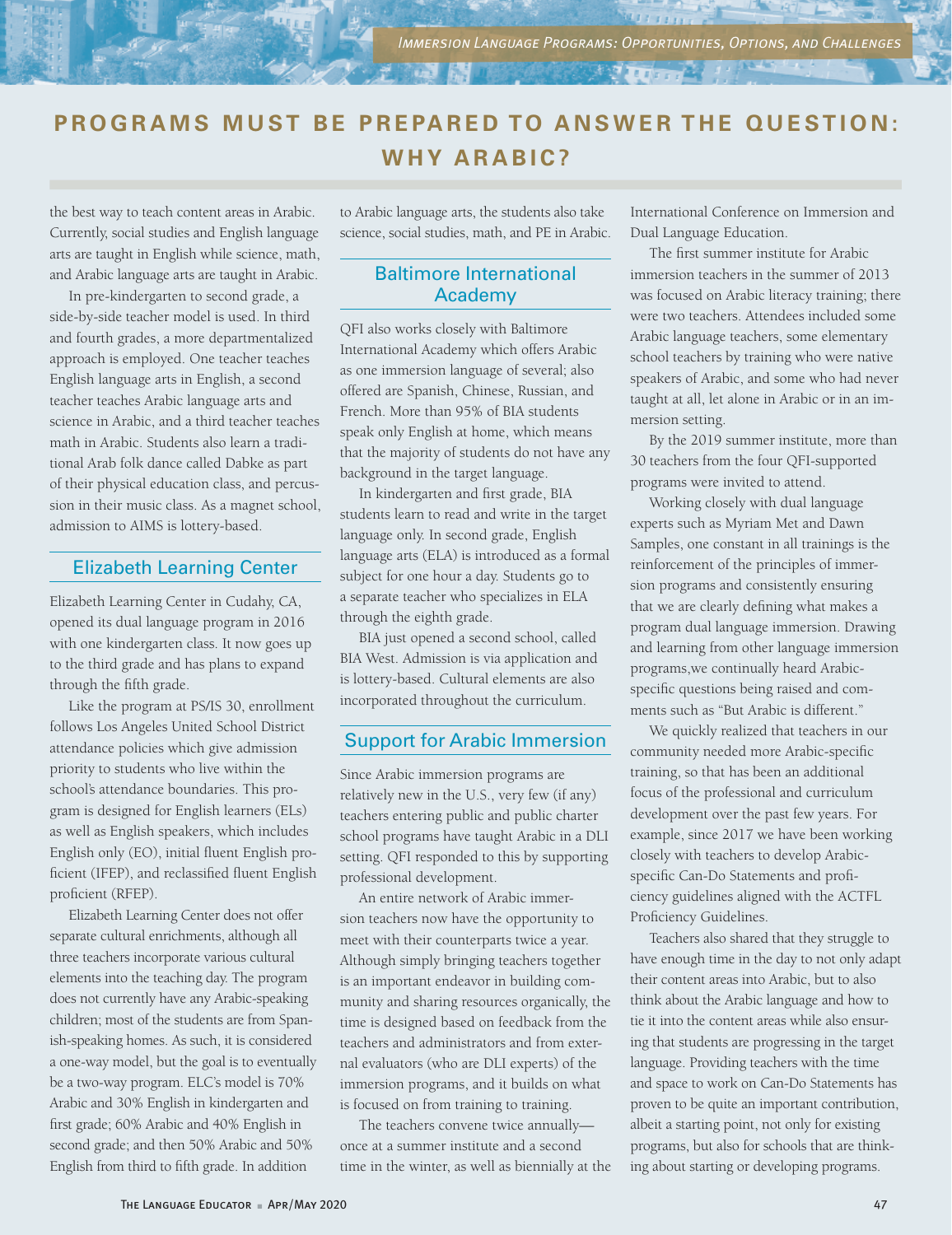## PROGRAMS MUST BE PREPARED TO ANSWER THE QUESTION: WHY ARABIC?

the best way to teach content areas in Arabic. Currently, social studies and English language arts are taught in English while science, math, and Arabic language arts are taught in Arabic.

In pre-kindergarten to second grade, a side-by-side teacher model is used. In third and fourth grades, a more departmentalized approach is employed. One teacher teaches English language arts in English, a second teacher teaches Arabic language arts and science in Arabic, and a third teacher teaches math in Arabic. Students also learn a traditional Arab folk dance called Dabke as part of their physical education class, and percussion in their music class. As a magnet school, admission to AIMS is lottery-based.

### Elizabeth Learning Center

Elizabeth Learning Center in Cudahy, CA, opened its dual language program in 2016 with one kindergarten class. It now goes up to the third grade and has plans to expand through the fifth grade.

Like the program at PS/IS 30, enrollment follows Los Angeles United School District attendance policies which give admission priority to students who live within the school's attendance boundaries. This program is designed for English learners (ELs) as well as English speakers, which includes English only (EO), initial fluent English proficient (IFEP), and reclassified fluent English proficient (RFEP).

Elizabeth Learning Center does not offer separate cultural enrichments, although all three teachers incorporate various cultural elements into the teaching day. The program does not currently have any Arabic-speaking children; most of the students are from Spanish-speaking homes. As such, it is considered a one-way model, but the goal is to eventually be a two-way program. ELC's model is 70% Arabic and 30% English in kindergarten and first grade; 60% Arabic and 40% English in second grade; and then 50% Arabic and 50% English from third to fifth grade. In addition to Arabic language arts, the students also take science, social studies, math, and PE in Arabic.

### Baltimore International Academy

QFI also works closely with Baltimore International Academy which offers Arabic as one immersion language of several; also offered are Spanish, Chinese, Russian, and French. More than 95% of BIA students speak only English at home, which means that the majority of students do not have any background in the target language.

In kindergarten and first grade, BIA students learn to read and write in the target language only. In second grade, English language arts (ELA) is introduced as a formal subject for one hour a day. Students go to a separate teacher who specializes in ELA through the eighth grade.

BIA just opened a second school, called BIA West. Admission is via application and is lottery-based. Cultural elements are also incorporated throughout the curriculum.

### Support for Arabic Immersion

Since Arabic immersion programs are relatively new in the U.S., very few (if any) teachers entering public and public charter school programs have taught Arabic in a DLI setting. QFI responded to this by supporting professional development.

An entire network of Arabic immersion teachers now have the opportunity to meet with their counterparts twice a year. Although simply bringing teachers together is an important endeavor in building community and sharing resources organically, the time is designed based on feedback from the teachers and administrators and from external evaluators (who are DLI experts) of the immersion programs, and it builds on what is focused on from training to training.

The teachers convene twice annually—once at a summer institute and a second time in the winter, as well as biennially at the International Conference on Immersion and Dual Language Education.

The first summer institute for Arabic immersion teachers in the summer of 2013 was focused on Arabic literacy training; there were two teachers. Attendees included some Arabic language teachers, some elementary school teachers by training who were native speakers of Arabic, and some who had never taught at all, let alone in Arabic or in an immersion setting.

By the 2019 summer institute, more than 30 teachers from the four QFI-supported programs were invited to attend.

Working closely with dual language experts such as Myriam Met and Dawn Samples, one constant in all trainings is the reinforcement of the principles of immersion programs and consistently ensuring that we are clearly defining what makes a program dual language immersion. Drawing and learning from other language immersion programs,we continually heard Arabic-specific questions being raised and comments such as "But Arabic is different."

We quickly realized that teachers in our community needed more Arabic-specific training, so that has been an additional focus of the professional and curriculum development over the past few years. For example, since 2017 we have been working closely with teachers to develop Arabic-specific Can-Do Statements and proficiency guidelines aligned with the ACTFL Proficiency Guidelines.

Teachers also shared that they struggle to have enough time in the day to not only adapt their content areas into Arabic, but to also think about the Arabic language and how to tie it into the content areas while also ensuring that students are progressing in the target language. Providing teachers with the time and space to work on Can-Do Statements has proven to be quite an important contribution, albeit a starting point, not only for existing programs, but also for schools that are thinking about starting or developing programs.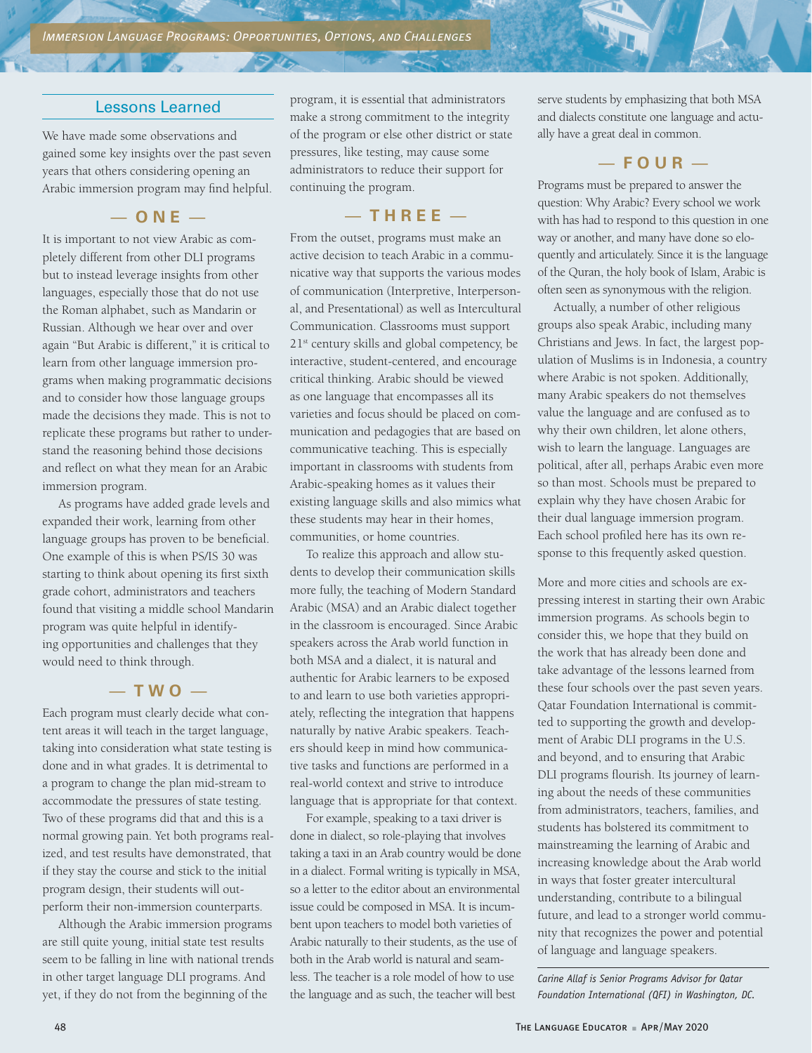## Lessons Learned

We have made some observations and gained some key insights over the past seven years that others considering opening an Arabic immersion program may find helpful.

### — ONE —

It is important to not view Arabic as completely different from other DLI programs but to instead leverage insights from other languages, especially those that do not use the Roman alphabet, such as Mandarin or Russian. Although we hear over and over again "But Arabic is different," it is critical to learn from other language immersion programs when making programmatic decisions and to consider how those language groups made the decisions they made. This is not to replicate these programs but rather to understand the reasoning behind those decisions and reflect on what they mean for an Arabic immersion program.

As programs have added grade levels and expanded their work, learning from other language groups has proven to be beneficial. One example of this is when PS/IS 30 was starting to think about opening its first sixth grade cohort, administrators and teachers found that visiting a middle school Mandarin program was quite helpful in identifying opportunities and challenges that they would need to think through.

### — TWO —

Each program must clearly decide what content areas it will teach in the target language, taking into consideration what state testing is done and in what grades. It is detrimental to a program to change the plan mid-stream to accommodate the pressures of state testing. Two of these programs did that and this is a normal growing pain. Yet both programs realized, and test results have demonstrated, that if they stay the course and stick to the initial program design, their students will outperform their non-immersion counterparts.

Although the Arabic immersion programs are still quite young, initial state test results seem to be falling in line with national trends in other target language DLI programs. And yet, if they do not from the beginning of the program, it is essential that administrators make a strong commitment to the integrity of the program or else other district or state pressures, like testing, may cause some administrators to reduce their support for continuing the program.

### — THREE —

From the outset, programs must make an active decision to teach Arabic in a communicative way that supports the various modes of communication (Interpretive, Interpersonal, and Presentational) as well as Intercultural Communication. Classrooms must support 21st century skills and global competency, be interactive, student-centered, and encourage critical thinking. Arabic should be viewed as one language that encompasses all its varieties and focus should be placed on communication and pedagogies that are based on communicative teaching. This is especially important in classrooms with students from Arabic-speaking homes as it values their existing language skills and also mimics what these students may hear in their homes, communities, or home countries.

To realize this approach and allow students to develop their communication skills more fully, the teaching of Modern Standard Arabic (MSA) and an Arabic dialect together in the classroom is encouraged. Since Arabic speakers across the Arab world function in both MSA and a dialect, it is natural and authentic for Arabic learners to be exposed to and learn to use both varieties appropriately, reflecting the integration that happens naturally by native Arabic speakers. Teachers should keep in mind how communicative tasks and functions are performed in a real-world context and strive to introduce language that is appropriate for that context.

For example, speaking to a taxi driver is done in dialect, so role-playing that involves taking a taxi in an Arab country would be done in a dialect. Formal writing is typically in MSA, so a letter to the editor about an environmental issue could be composed in MSA. It is incumbent upon teachers to model both varieties of Arabic naturally to their students, as the use of both in the Arab world is natural and seamless. The teacher is a role model of how to use the language and as such, the teacher will best serve students by emphasizing that both MSA and dialects constitute one language and actually have a great deal in common.

### — FOUR —

Programs must be prepared to answer the question: Why Arabic? Every school we work with has had to respond to this question in one way or another, and many have done so eloquently and articulately. Since it is the language of the Quran, the holy book of Islam, Arabic is often seen as synonymous with the religion.

Actually, a number of other religious groups also speak Arabic, including many Christians and Jews. In fact, the largest population of Muslims is in Indonesia, a country where Arabic is not spoken. Additionally, many Arabic speakers do not themselves value the language and are confused as to why their own children, let alone others, wish to learn the language. Languages are political, after all, perhaps Arabic even more so than most. Schools must be prepared to explain why they have chosen Arabic for their dual language immersion program. Each school profiled here has its own response to this frequently asked question.

More and more cities and schools are expressing interest in starting their own Arabic immersion programs. As schools begin to consider this, we hope that they build on the work that has already been done and take advantage of the lessons learned from these four schools over the past seven years. Qatar Foundation International is committed to supporting the growth and development of Arabic DLI programs in the U.S. and beyond, and to ensuring that Arabic DLI programs flourish. Its journey of learning about the needs of these communities from administrators, teachers, families, and students has bolstered its commitment to mainstreaming the learning of Arabic and increasing knowledge about the Arab world in ways that foster greater intercultural understanding, contribute to a bilingual future, and lead to a stronger world community that recognizes the power and potential of language and language speakers.

---

*Carine Allaf is Senior Programs Advisor for Qatar Foundation International (QFI) in Washington, DC.*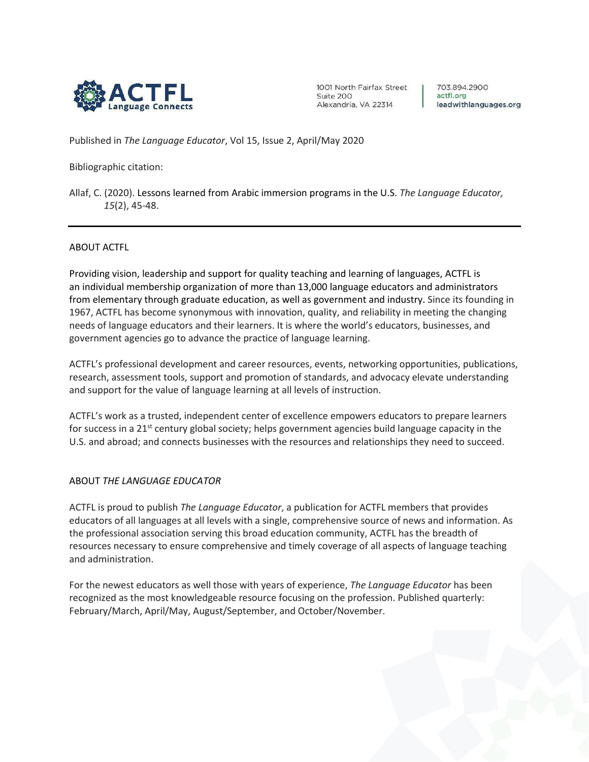ACTFL Language Connects

1001 North Fairfax Street
Suite 200
Alexandria, VA 22314

703.894.2900
actfl.org
leadwithlanguages.org

Published in *The Language Educator*, Vol 15, Issue 2, April/May 2020

Bibliographic citation:

Allaf, C. (2020). Lessons learned from Arabic immersion programs in the U.S. *The Language Educator, 15*(2), 45-48.

---

ABOUT ACTFL

Providing vision, leadership and support for quality teaching and learning of languages, ACTFL is an individual membership organization of more than 13,000 language educators and administrators from elementary through graduate education, as well as government and industry. Since its founding in 1967, ACTFL has become synonymous with innovation, quality, and reliability in meeting the changing needs of language educators and their learners. It is where the world's educators, businesses, and government agencies go to advance the practice of language learning.

ACTFL's professional development and career resources, events, networking opportunities, publications, research, assessment tools, support and promotion of standards, and advocacy elevate understanding and support for the value of language learning at all levels of instruction.

ACTFL's work as a trusted, independent center of excellence empowers educators to prepare learners for success in a 21st century global society; helps government agencies build language capacity in the U.S. and abroad; and connects businesses with the resources and relationships they need to succeed.

ABOUT *THE LANGUAGE EDUCATOR*

ACTFL is proud to publish *The Language Educator*, a publication for ACTFL members that provides educators of all languages at all levels with a single, comprehensive source of news and information. As the professional association serving this broad education community, ACTFL has the breadth of resources necessary to ensure comprehensive and timely coverage of all aspects of language teaching and administration.

For the newest educators as well those with years of experience, *The Language Educator* has been recognized as the most knowledgeable resource focusing on the profession. Published quarterly: February/March, April/May, August/September, and October/November.